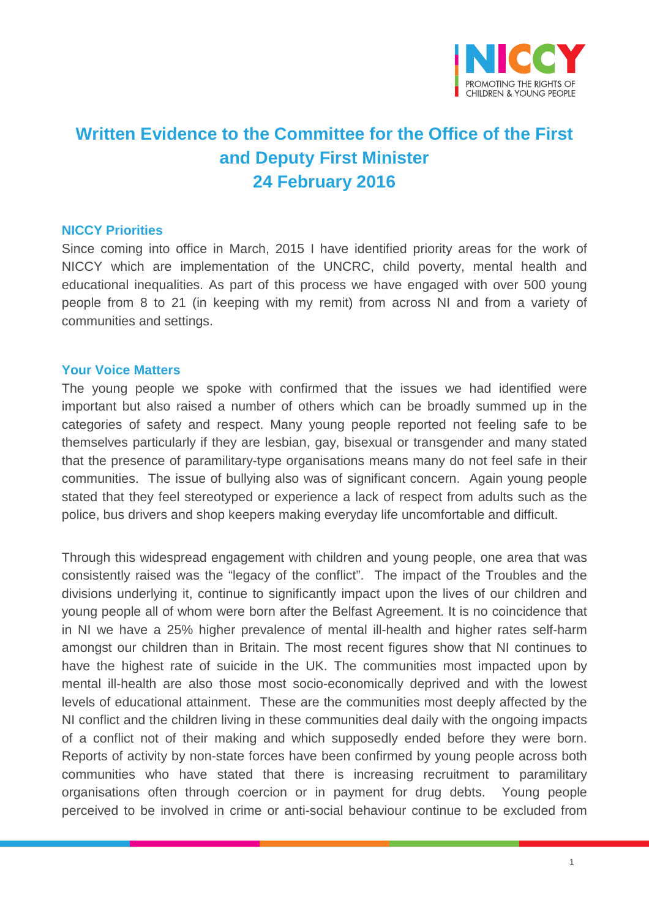# Written Evidence to the Committee for the Office of the First and Deputy First Minister 24 February 2016

## NICCY Priorities

Since coming into office in March, 2015 I have identified priority areas for the work of NICCY which are implementation of the UNCRC, child poverty, mental health and educational inequalities. As part of this process we have engaged with over 500 young people from 8 to 21 (in keeping with my remit) from across NI and from a variety of communities and settings.

## Your Voice Matters

The young people we spoke with confirmed that the issues we had identified were important but also raised a number of others which can be broadly summed up in the categories of safety and respect. Many young people reported not feeling safe to be themselves particularly if they are lesbian, gay, bisexual or transgender and many stated that the presence of paramilitary-type organisations means many do not feel safe in their communities. The issue of bullying also was of significant concern. Again young people stated that they feel stereotyped or experience a lack of respect from adults such as the police, bus drivers and shop keepers making everyday life uncomfortable and difficult.

Through this widespread engagement with children and young people, one area that was consistently raised was the "legacy of the conflict". The impact of the Troubles and the divisions underlying it, continue to significantly impact upon the lives of our children and young people all of whom were born after the Belfast Agreement. It is no coincidence that in NI we have a 25% higher prevalence of mental ill-health and higher rates self-harm amongst our children than in Britain. The most recent figures show that NI continues to have the highest rate of suicide in the UK. The communities most impacted upon by mental ill-health are also those most socio-economically deprived and with the lowest levels of educational attainment. These are the communities most deeply affected by the NI conflict and the children living in these communities deal daily with the ongoing impacts of a conflict not of their making and which supposedly ended before they were born. Reports of activity by non-state forces have been confirmed by young people across both communities who have stated that there is increasing recruitment to paramilitary organisations often through coercion or in payment for drug debts. Young people perceived to be involved in crime or anti-social behaviour continue to be excluded from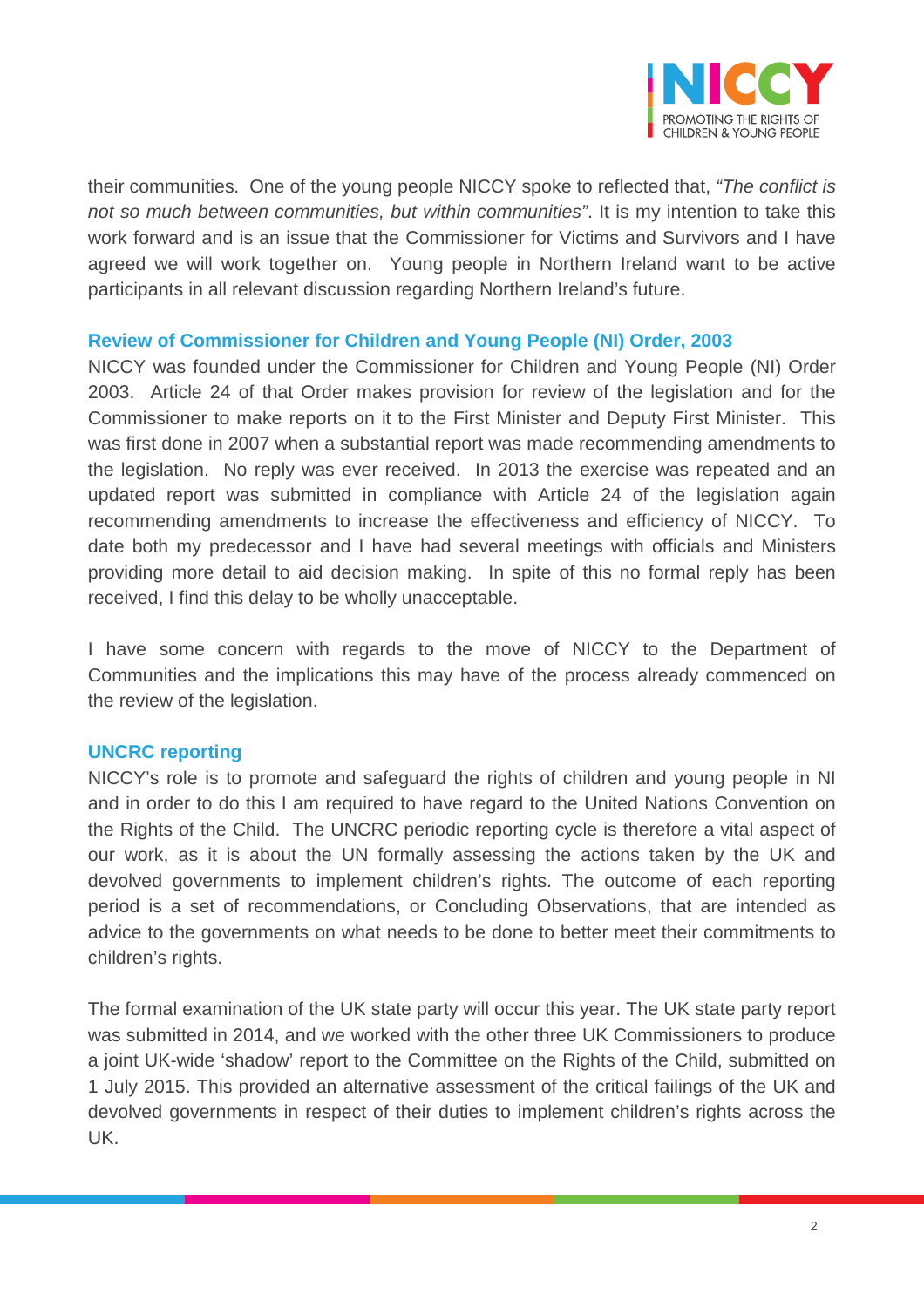their communities. One of the young people NICCY spoke to reflected that, *"The conflict is not so much between communities, but within communities"*. It is my intention to take this work forward and is an issue that the Commissioner for Victims and Survivors and I have agreed we will work together on. Young people in Northern Ireland want to be active participants in all relevant discussion regarding Northern Ireland's future.

## Review of Commissioner for Children and Young People (NI) Order, 2003

NICCY was founded under the Commissioner for Children and Young People (NI) Order 2003. Article 24 of that Order makes provision for review of the legislation and for the Commissioner to make reports on it to the First Minister and Deputy First Minister. This was first done in 2007 when a substantial report was made recommending amendments to the legislation. No reply was ever received. In 2013 the exercise was repeated and an updated report was submitted in compliance with Article 24 of the legislation again recommending amendments to increase the effectiveness and efficiency of NICCY. To date both my predecessor and I have had several meetings with officials and Ministers providing more detail to aid decision making. In spite of this no formal reply has been received, I find this delay to be wholly unacceptable.

I have some concern with regards to the move of NICCY to the Department of Communities and the implications this may have of the process already commenced on the review of the legislation.

## UNCRC reporting

NICCY's role is to promote and safeguard the rights of children and young people in NI and in order to do this I am required to have regard to the United Nations Convention on the Rights of the Child. The UNCRC periodic reporting cycle is therefore a vital aspect of our work, as it is about the UN formally assessing the actions taken by the UK and devolved governments to implement children's rights. The outcome of each reporting period is a set of recommendations, or Concluding Observations, that are intended as advice to the governments on what needs to be done to better meet their commitments to children's rights.

The formal examination of the UK state party will occur this year. The UK state party report was submitted in 2014, and we worked with the other three UK Commissioners to produce a joint UK-wide 'shadow' report to the Committee on the Rights of the Child, submitted on 1 July 2015. This provided an alternative assessment of the critical failings of the UK and devolved governments in respect of their duties to implement children's rights across the UK.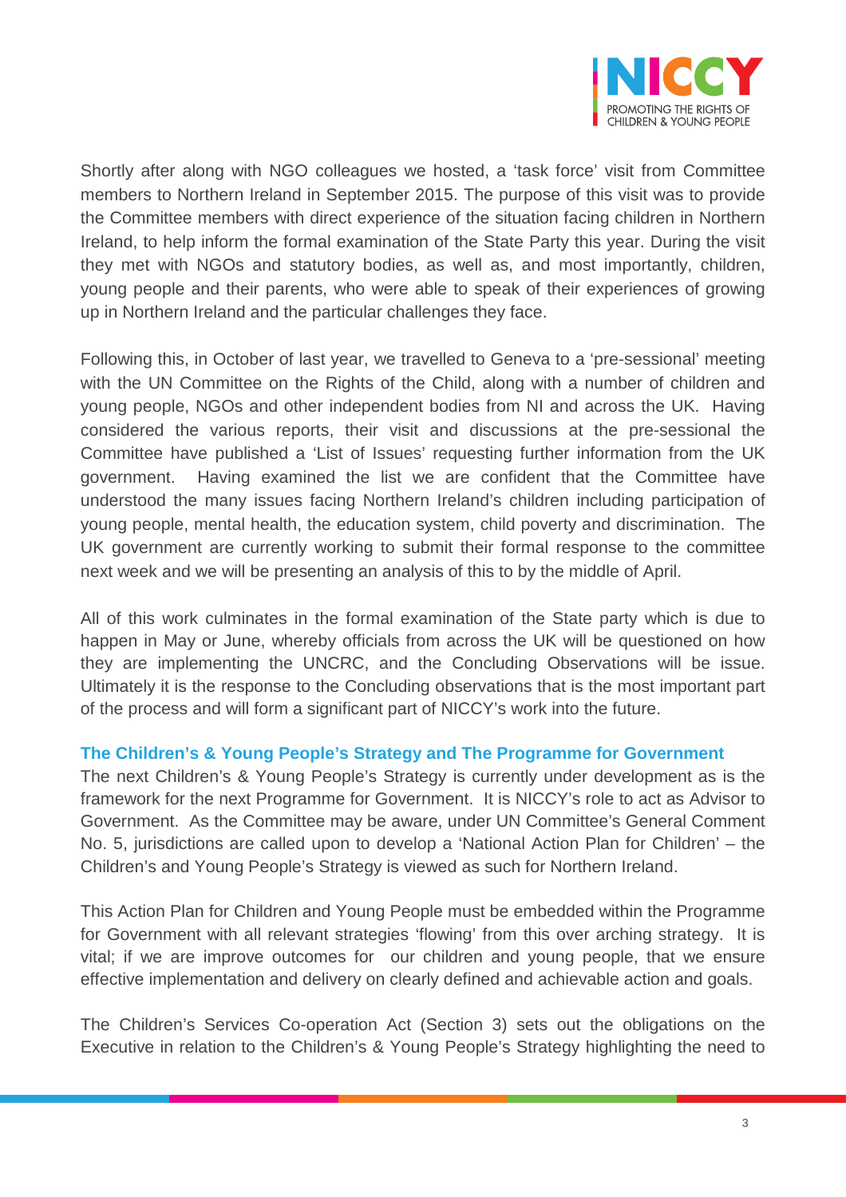Shortly after along with NGO colleagues we hosted, a 'task force' visit from Committee members to Northern Ireland in September 2015. The purpose of this visit was to provide the Committee members with direct experience of the situation facing children in Northern Ireland, to help inform the formal examination of the State Party this year. During the visit they met with NGOs and statutory bodies, as well as, and most importantly, children, young people and their parents, who were able to speak of their experiences of growing up in Northern Ireland and the particular challenges they face.

Following this, in October of last year, we travelled to Geneva to a 'pre-sessional' meeting with the UN Committee on the Rights of the Child, along with a number of children and young people, NGOs and other independent bodies from NI and across the UK. Having considered the various reports, their visit and discussions at the pre-sessional the Committee have published a 'List of Issues' requesting further information from the UK government. Having examined the list we are confident that the Committee have understood the many issues facing Northern Ireland's children including participation of young people, mental health, the education system, child poverty and discrimination. The UK government are currently working to submit their formal response to the committee next week and we will be presenting an analysis of this to by the middle of April.

All of this work culminates in the formal examination of the State party which is due to happen in May or June, whereby officials from across the UK will be questioned on how they are implementing the UNCRC, and the Concluding Observations will be issue. Ultimately it is the response to the Concluding observations that is the most important part of the process and will form a significant part of NICCY's work into the future.

### The Children's & Young People's Strategy and The Programme for Government

The next Children's & Young People's Strategy is currently under development as is the framework for the next Programme for Government. It is NICCY's role to act as Advisor to Government. As the Committee may be aware, under UN Committee's General Comment No. 5, jurisdictions are called upon to develop a 'National Action Plan for Children' – the Children's and Young People's Strategy is viewed as such for Northern Ireland.

This Action Plan for Children and Young People must be embedded within the Programme for Government with all relevant strategies 'flowing' from this over arching strategy. It is vital; if we are improve outcomes for our children and young people, that we ensure effective implementation and delivery on clearly defined and achievable action and goals.

The Children's Services Co-operation Act (Section 3) sets out the obligations on the Executive in relation to the Children's & Young People's Strategy highlighting the need to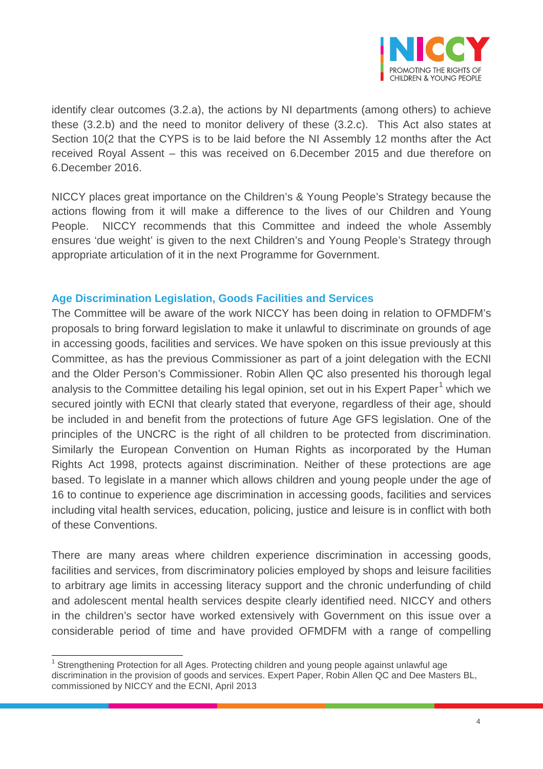identify clear outcomes (3.2.a), the actions by NI departments (among others) to achieve these (3.2.b) and the need to monitor delivery of these (3.2.c). This Act also states at Section 10(2 that the CYPS is to be laid before the NI Assembly 12 months after the Act received Royal Assent – this was received on 6.December 2015 and due therefore on 6.December 2016.

NICCY places great importance on the Children's & Young People's Strategy because the actions flowing from it will make a difference to the lives of our Children and Young People. NICCY recommends that this Committee and indeed the whole Assembly ensures 'due weight' is given to the next Children's and Young People's Strategy through appropriate articulation of it in the next Programme for Government.

### Age Discrimination Legislation, Goods Facilities and Services

The Committee will be aware of the work NICCY has been doing in relation to OFMDFM's proposals to bring forward legislation to make it unlawful to discriminate on grounds of age in accessing goods, facilities and services. We have spoken on this issue previously at this Committee, as has the previous Commissioner as part of a joint delegation with the ECNI and the Older Person's Commissioner. Robin Allen QC also presented his thorough legal analysis to the Committee detailing his legal opinion, set out in his Expert Paper[1] which we secured jointly with ECNI that clearly stated that everyone, regardless of their age, should be included in and benefit from the protections of future Age GFS legislation. One of the principles of the UNCRC is the right of all children to be protected from discrimination. Similarly the European Convention on Human Rights as incorporated by the Human Rights Act 1998, protects against discrimination. Neither of these protections are age based. To legislate in a manner which allows children and young people under the age of 16 to continue to experience age discrimination in accessing goods, facilities and services including vital health services, education, policing, justice and leisure is in conflict with both of these Conventions.

There are many areas where children experience discrimination in accessing goods, facilities and services, from discriminatory policies employed by shops and leisure facilities to arbitrary age limits in accessing literacy support and the chronic underfunding of child and adolescent mental health services despite clearly identified need. NICCY and others in the children's sector have worked extensively with Government on this issue over a considerable period of time and have provided OFMDFM with a range of compelling

[1] Strengthening Protection for all Ages. Protecting children and young people against unlawful age discrimination in the provision of goods and services. Expert Paper, Robin Allen QC and Dee Masters BL, commissioned by NICCY and the ECNI, April 2013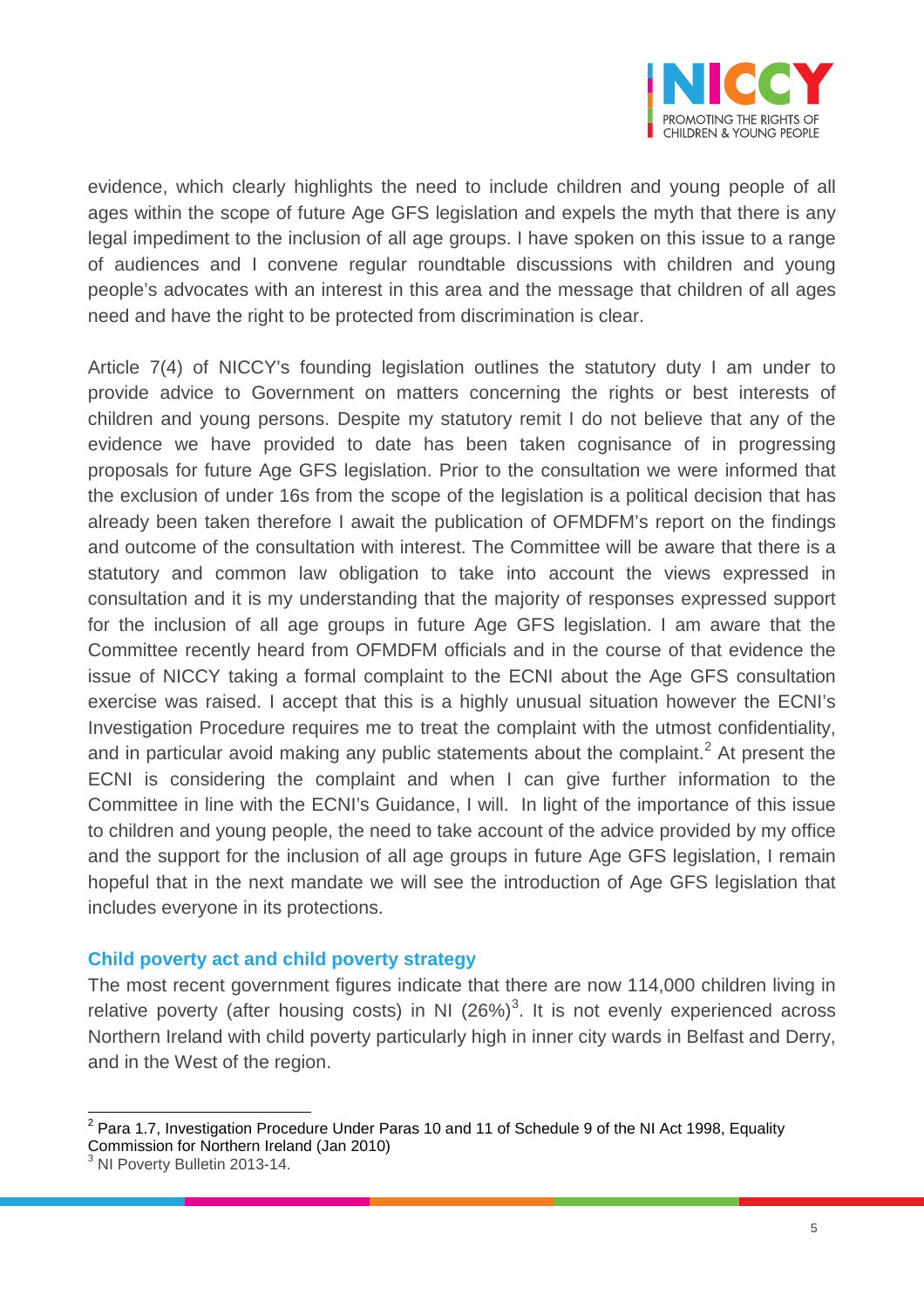evidence, which clearly highlights the need to include children and young people of all ages within the scope of future Age GFS legislation and expels the myth that there is any legal impediment to the inclusion of all age groups. I have spoken on this issue to a range of audiences and I convene regular roundtable discussions with children and young people's advocates with an interest in this area and the message that children of all ages need and have the right to be protected from discrimination is clear.

Article 7(4) of NICCY's founding legislation outlines the statutory duty I am under to provide advice to Government on matters concerning the rights or best interests of children and young persons. Despite my statutory remit I do not believe that any of the evidence we have provided to date has been taken cognisance of in progressing proposals for future Age GFS legislation. Prior to the consultation we were informed that the exclusion of under 16s from the scope of the legislation is a political decision that has already been taken therefore I await the publication of OFMDFM's report on the findings and outcome of the consultation with interest. The Committee will be aware that there is a statutory and common law obligation to take into account the views expressed in consultation and it is my understanding that the majority of responses expressed support for the inclusion of all age groups in future Age GFS legislation. I am aware that the Committee recently heard from OFMDFM officials and in the course of that evidence the issue of NICCY taking a formal complaint to the ECNI about the Age GFS consultation exercise was raised. I accept that this is a highly unusual situation however the ECNI's Investigation Procedure requires me to treat the complaint with the utmost confidentiality, and in particular avoid making any public statements about the complaint.[2] At present the ECNI is considering the complaint and when I can give further information to the Committee in line with the ECNI's Guidance, I will. In light of the importance of this issue to children and young people, the need to take account of the advice provided by my office and the support for the inclusion of all age groups in future Age GFS legislation, I remain hopeful that in the next mandate we will see the introduction of Age GFS legislation that includes everyone in its protections.

### Child poverty act and child poverty strategy

The most recent government figures indicate that there are now 114,000 children living in relative poverty (after housing costs) in NI (26%)[3]. It is not evenly experienced across Northern Ireland with child poverty particularly high in inner city wards in Belfast and Derry, and in the West of the region.

---

[2] Para 1.7, Investigation Procedure Under Paras 10 and 11 of Schedule 9 of the NI Act 1998, Equality Commission for Northern Ireland (Jan 2010)

[3] NI Poverty Bulletin 2013-14.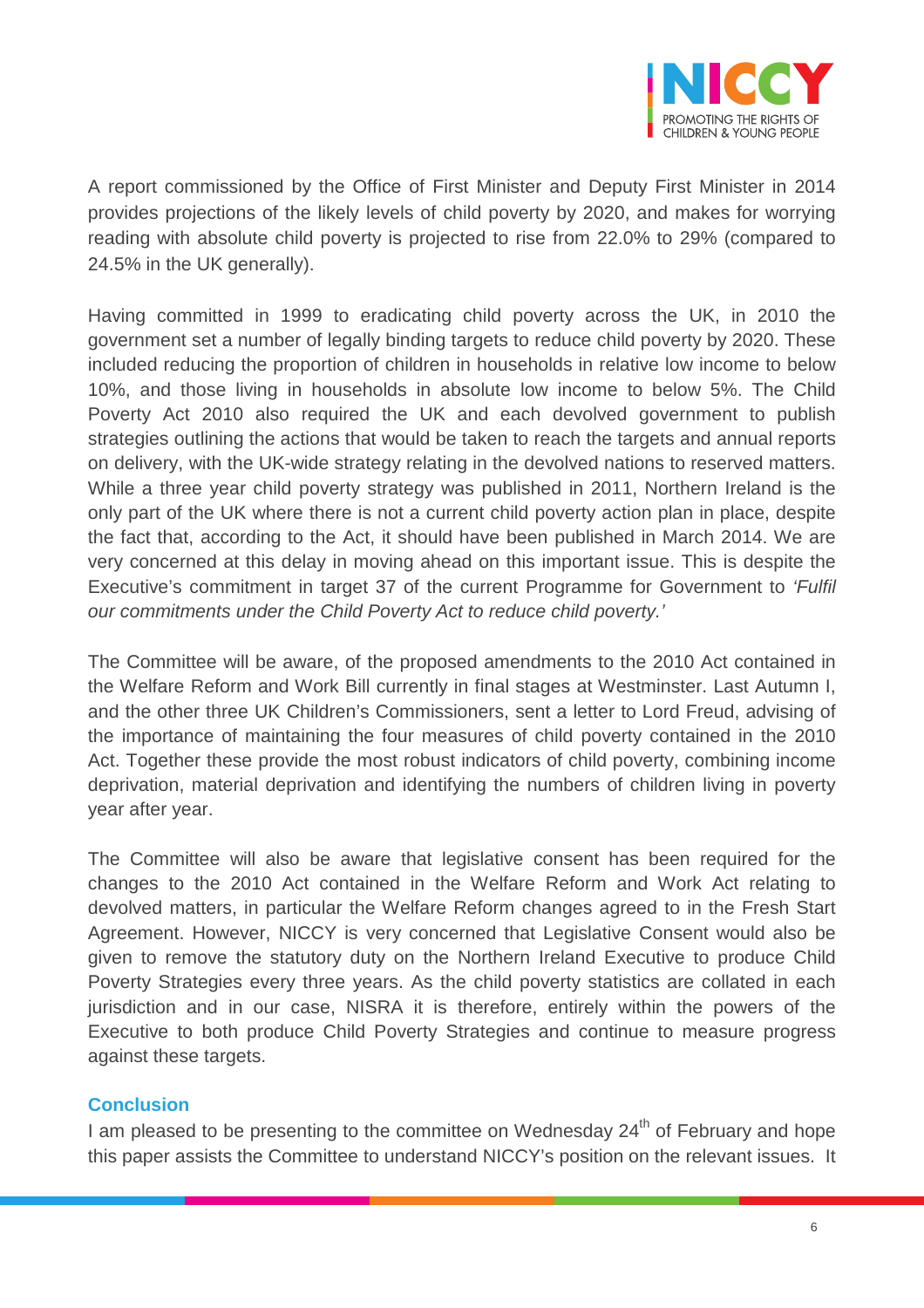A report commissioned by the Office of First Minister and Deputy First Minister in 2014 provides projections of the likely levels of child poverty by 2020, and makes for worrying reading with absolute child poverty is projected to rise from 22.0% to 29% (compared to 24.5% in the UK generally).

Having committed in 1999 to eradicating child poverty across the UK, in 2010 the government set a number of legally binding targets to reduce child poverty by 2020. These included reducing the proportion of children in households in relative low income to below 10%, and those living in households in absolute low income to below 5%. The Child Poverty Act 2010 also required the UK and each devolved government to publish strategies outlining the actions that would be taken to reach the targets and annual reports on delivery, with the UK-wide strategy relating in the devolved nations to reserved matters. While a three year child poverty strategy was published in 2011, Northern Ireland is the only part of the UK where there is not a current child poverty action plan in place, despite the fact that, according to the Act, it should have been published in March 2014. We are very concerned at this delay in moving ahead on this important issue. This is despite the Executive's commitment in target 37 of the current Programme for Government to *'Fulfil our commitments under the Child Poverty Act to reduce child poverty.'*

The Committee will be aware, of the proposed amendments to the 2010 Act contained in the Welfare Reform and Work Bill currently in final stages at Westminster. Last Autumn I, and the other three UK Children's Commissioners, sent a letter to Lord Freud, advising of the importance of maintaining the four measures of child poverty contained in the 2010 Act. Together these provide the most robust indicators of child poverty, combining income deprivation, material deprivation and identifying the numbers of children living in poverty year after year.

The Committee will also be aware that legislative consent has been required for the changes to the 2010 Act contained in the Welfare Reform and Work Act relating to devolved matters, in particular the Welfare Reform changes agreed to in the Fresh Start Agreement. However, NICCY is very concerned that Legislative Consent would also be given to remove the statutory duty on the Northern Ireland Executive to produce Child Poverty Strategies every three years. As the child poverty statistics are collated in each jurisdiction and in our case, NISRA it is therefore, entirely within the powers of the Executive to both produce Child Poverty Strategies and continue to measure progress against these targets.

## Conclusion

I am pleased to be presenting to the committee on Wednesday 24th of February and hope this paper assists the Committee to understand NICCY's position on the relevant issues. It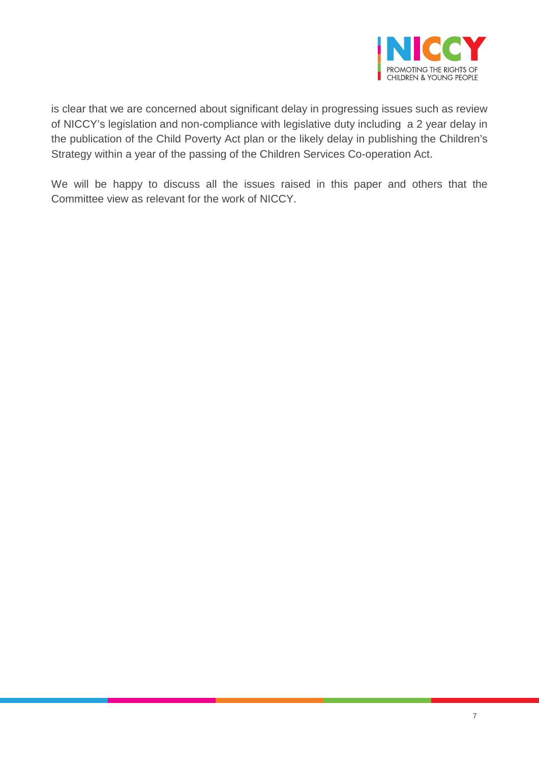is clear that we are concerned about significant delay in progressing issues such as review of NICCY's legislation and non-compliance with legislative duty including a 2 year delay in the publication of the Child Poverty Act plan or the likely delay in publishing the Children's Strategy within a year of the passing of the Children Services Co-operation Act.

We will be happy to discuss all the issues raised in this paper and others that the Committee view as relevant for the work of NICCY.